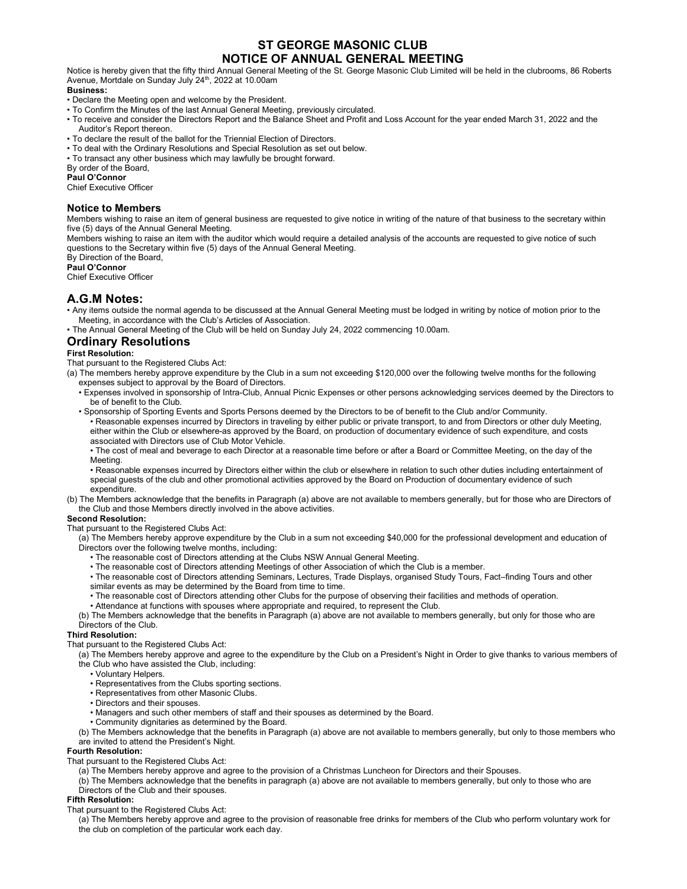# ST GEORGE MASONIC CLUB
# NOTICE OF ANNUAL GENERAL MEETING

Notice is hereby given that the fifty third Annual General Meeting of the St. George Masonic Club Limited will be held in the clubrooms, 86 Roberts Avenue, Mortdale on Sunday July 24th, 2022 at 10.00am

**Business:**

- Declare the Meeting open and welcome by the President.
- To Confirm the Minutes of the last Annual General Meeting, previously circulated.
- To receive and consider the Directors Report and the Balance Sheet and Profit and Loss Account for the year ended March 31, 2022 and the Auditor's Report thereon.
- To declare the result of the ballot for the Triennial Election of Directors.
- To deal with the Ordinary Resolutions and Special Resolution as set out below.
- To transact any other business which may lawfully be brought forward.

By order of the Board,
**Paul O'Connor**
Chief Executive Officer

## Notice to Members

Members wishing to raise an item of general business are requested to give notice in writing of the nature of that business to the secretary within five (5) days of the Annual General Meeting.

Members wishing to raise an item with the auditor which would require a detailed analysis of the accounts are requested to give notice of such questions to the Secretary within five (5) days of the Annual General Meeting.

By Direction of the Board,
**Paul O'Connor**
Chief Executive Officer

## A.G.M Notes:

- Any items outside the normal agenda to be discussed at the Annual General Meeting must be lodged in writing by notice of motion prior to the Meeting, in accordance with the Club's Articles of Association.
- The Annual General Meeting of the Club will be held on Sunday July 24, 2022 commencing 10.00am.

## Ordinary Resolutions

**First Resolution:**

That pursuant to the Registered Clubs Act:

(a) The members hereby approve expenditure by the Club in a sum not exceeding $120,000 over the following twelve months for the following expenses subject to approval by the Board of Directors.

- Expenses involved in sponsorship of Intra-Club, Annual Picnic Expenses or other persons acknowledging services deemed by the Directors to be of benefit to the Club.
- Sponsorship of Sporting Events and Sports Persons deemed by the Directors to be of benefit to the Club and/or Community.
  - Reasonable expenses incurred by Directors in traveling by either public or private transport, to and from Directors or other duly Meeting, either within the Club or elsewhere-as approved by the Board, on production of documentary evidence of such expenditure, and costs associated with Directors use of Club Motor Vehicle.
  - The cost of meal and beverage to each Director at a reasonable time before or after a Board or Committee Meeting, on the day of the Meeting.
  - Reasonable expenses incurred by Directors either within the club or elsewhere in relation to such other duties including entertainment of special guests of the club and other promotional activities approved by the Board on Production of documentary evidence of such expenditure.

(b) The Members acknowledge that the benefits in Paragraph (a) above are not available to members generally, but for those who are Directors of the Club and those Members directly involved in the above activities.

**Second Resolution:**

That pursuant to the Registered Clubs Act:

(a) The Members hereby approve expenditure by the Club in a sum not exceeding $40,000 for the professional development and education of Directors over the following twelve months, including:

- The reasonable cost of Directors attending at the Clubs NSW Annual General Meeting.
- The reasonable cost of Directors attending Meetings of other Association of which the Club is a member.
- The reasonable cost of Directors attending Seminars, Lectures, Trade Displays, organised Study Tours, Fact–finding Tours and other similar events as may be determined by the Board from time to time.
- The reasonable cost of Directors attending other Clubs for the purpose of observing their facilities and methods of operation.
- Attendance at functions with spouses where appropriate and required, to represent the Club.

(b) The Members acknowledge that the benefits in Paragraph (a) above are not available to members generally, but only for those who are Directors of the Club.

**Third Resolution:**

That pursuant to the Registered Clubs Act:

(a) The Members hereby approve and agree to the expenditure by the Club on a President's Night in Order to give thanks to various members of the Club who have assisted the Club, including:

- Voluntary Helpers.
- Representatives from the Clubs sporting sections.
- Representatives from other Masonic Clubs.
- Directors and their spouses.
- Managers and such other members of staff and their spouses as determined by the Board.
- Community dignitaries as determined by the Board.

(b) The Members acknowledge that the benefits in Paragraph (a) above are not available to members generally, but only to those members who are invited to attend the President's Night.

**Fourth Resolution:**

That pursuant to the Registered Clubs Act:

(a) The Members hereby approve and agree to the provision of a Christmas Luncheon for Directors and their Spouses.

(b) The Members acknowledge that the benefits in paragraph (a) above are not available to members generally, but only to those who are Directors of the Club and their spouses.

**Fifth Resolution:**

That pursuant to the Registered Clubs Act:

(a) The Members hereby approve and agree to the provision of reasonable free drinks for members of the Club who perform voluntary work for the club on completion of the particular work each day.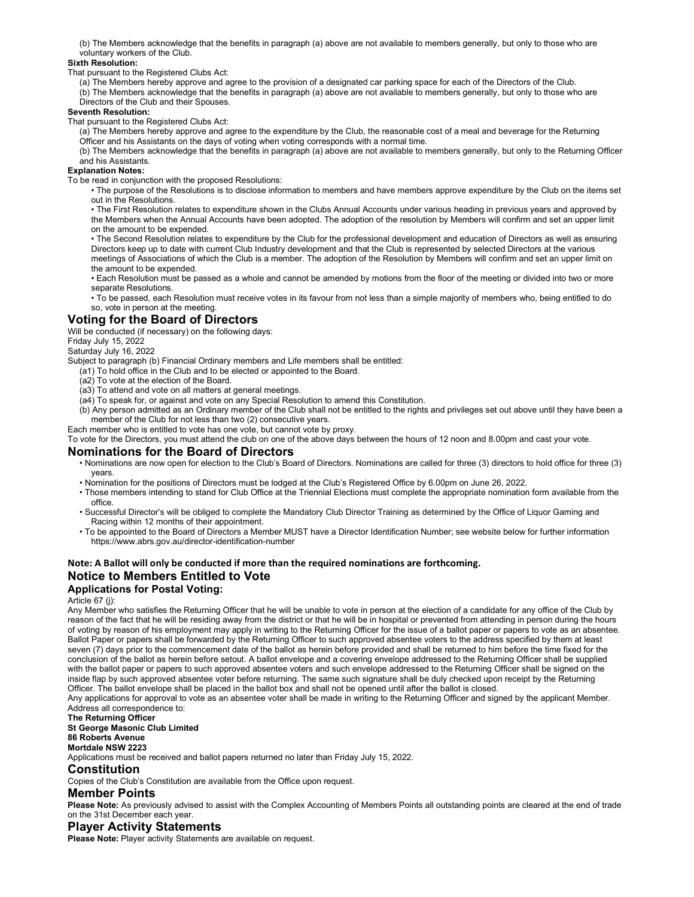(b) The Members acknowledge that the benefits in paragraph (a) above are not available to members generally, but only to those who are voluntary workers of the Club.

**Sixth Resolution:**

That pursuant to the Registered Clubs Act:

(a) The Members hereby approve and agree to the provision of a designated car parking space for each of the Directors of the Club.

(b) The Members acknowledge that the benefits in paragraph (a) above are not available to members generally, but only to those who are Directors of the Club and their Spouses.

**Seventh Resolution:**

That pursuant to the Registered Clubs Act:

(a) The Members hereby approve and agree to the expenditure by the Club, the reasonable cost of a meal and beverage for the Returning Officer and his Assistants on the days of voting when voting corresponds with a normal time.

(b) The Members acknowledge that the benefits in paragraph (a) above are not available to members generally, but only to the Returning Officer and his Assistants.

**Explanation Notes:**

To be read in conjunction with the proposed Resolutions:

- The purpose of the Resolutions is to disclose information to members and have members approve expenditure by the Club on the items set out in the Resolutions.
- The First Resolution relates to expenditure shown in the Clubs Annual Accounts under various heading in previous years and approved by the Members when the Annual Accounts have been adopted. The adoption of the resolution by Members will confirm and set an upper limit on the amount to be expended.
- The Second Resolution relates to expenditure by the Club for the professional development and education of Directors as well as ensuring Directors keep up to date with current Club Industry development and that the Club is represented by selected Directors at the various meetings of Associations of which the Club is a member. The adoption of the Resolution by Members will confirm and set an upper limit on the amount to be expended.
- Each Resolution must be passed as a whole and cannot be amended by motions from the floor of the meeting or divided into two or more separate Resolutions.
- To be passed, each Resolution must receive votes in its favour from not less than a simple majority of members who, being entitled to do so, vote in person at the meeting.

## Voting for the Board of Directors

Will be conducted (if necessary) on the following days:

Friday July 15, 2022

Saturday July 16, 2022

Subject to paragraph (b) Financial Ordinary members and Life members shall be entitled:

(a1) To hold office in the Club and to be elected or appointed to the Board.

(a2) To vote at the election of the Board.

(a3) To attend and vote on all matters at general meetings.

(a4) To speak for, or against and vote on any Special Resolution to amend this Constitution.

(b) Any person admitted as an Ordinary member of the Club shall not be entitled to the rights and privileges set out above until they have been a member of the Club for not less than two (2) consecutive years.

Each member who is entitled to vote has one vote, but cannot vote by proxy.

To vote for the Directors, you must attend the club on one of the above days between the hours of 12 noon and 8.00pm and cast your vote.

## Nominations for the Board of Directors

- Nominations are now open for election to the Club's Board of Directors. Nominations are called for three (3) directors to hold office for three (3) years.
- Nomination for the positions of Directors must be lodged at the Club's Registered Office by 6.00pm on June 26, 2022.
- Those members intending to stand for Club Office at the Triennial Elections must complete the appropriate nomination form available from the office.
- Successful Director's will be obliged to complete the Mandatory Club Director Training as determined by the Office of Liquor Gaming and Racing within 12 months of their appointment.
- To be appointed to the Board of Directors a Member MUST have a Director Identification Number; see website below for further information https://www.abrs.gov.au/director-identification-number

**Note: A Ballot will only be conducted if more than the required nominations are forthcoming.**

## Notice to Members Entitled to Vote

### Applications for Postal Voting:

Article 67 (j):

Any Member who satisfies the Returning Officer that he will be unable to vote in person at the election of a candidate for any office of the Club by reason of the fact that he will be residing away from the district or that he will be in hospital or prevented from attending in person during the hours of voting by reason of his employment may apply in writing to the Returning Officer for the issue of a ballot paper or papers to vote as an absentee. Ballot Paper or papers shall be forwarded by the Returning Officer to such approved absentee voters to the address specified by them at least seven (7) days prior to the commencement date of the ballot as herein before provided and shall be returned to him before the time fixed for the conclusion of the ballot as herein before setout. A ballot envelope and a covering envelope addressed to the Returning Officer shall be supplied with the ballot paper or papers to such approved absentee voters and such envelope addressed to the Returning Officer shall be signed on the inside flap by such approved absentee voter before returning. The same such signature shall be duly checked upon receipt by the Returning Officer. The ballot envelope shall be placed in the ballot box and shall not be opened until after the ballot is closed.

Any applications for approval to vote as an absentee voter shall be made in writing to the Returning Officer and signed by the applicant Member.

Address all correspondence to:

**The Returning Officer**
**St George Masonic Club Limited**
**86 Roberts Avenue**
**Mortdale NSW 2223**

Applications must be received and ballot papers returned no later than Friday July 15, 2022.

## Constitution

Copies of the Club's Constitution are available from the Office upon request.

## Member Points

**Please Note:** As previously advised to assist with the Complex Accounting of Members Points all outstanding points are cleared at the end of trade on the 31st December each year.

## Player Activity Statements

**Please Note:** Player activity Statements are available on request.